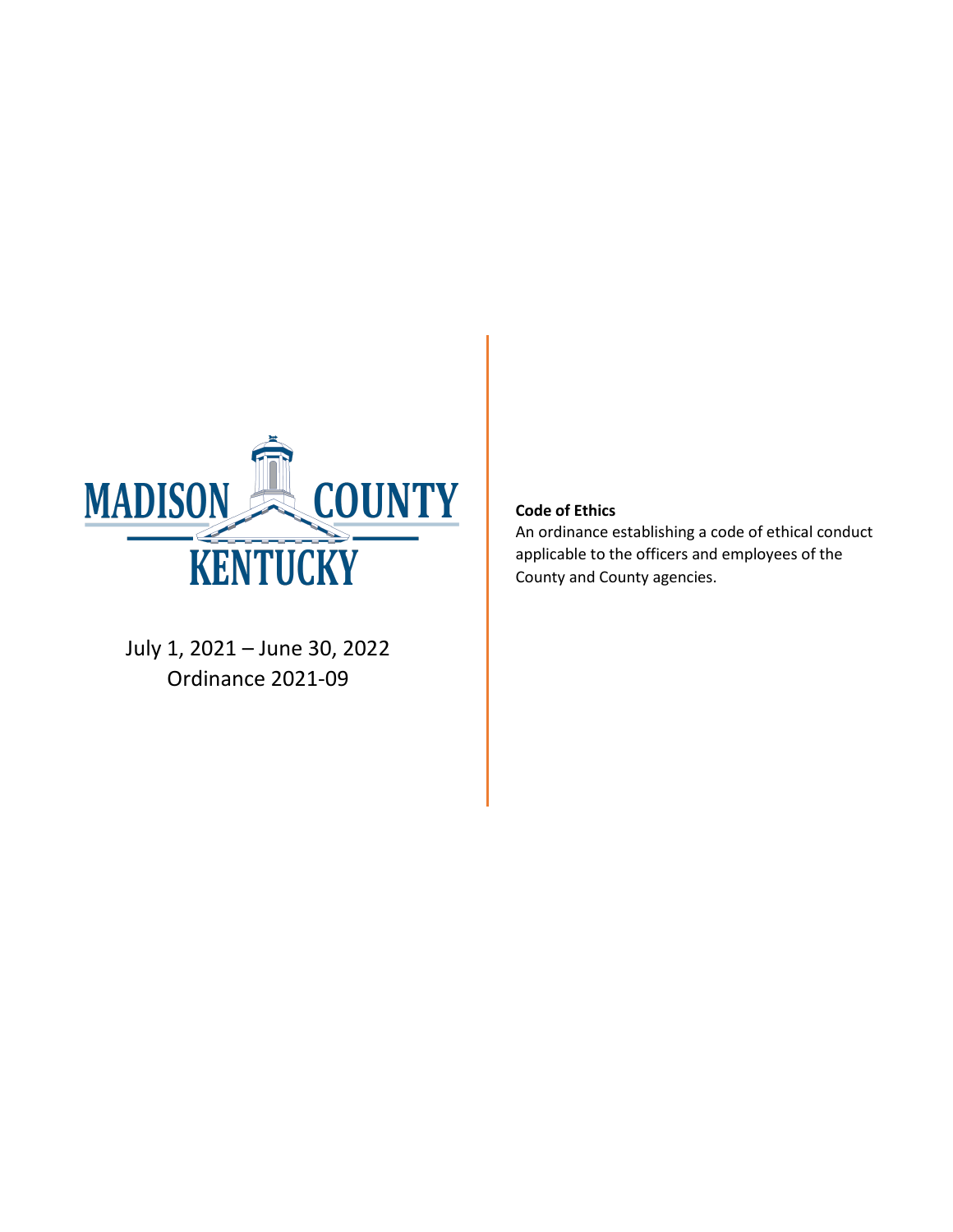MADISON COUNTY KENTUCKY

July 1, 2021 – June 30, 2022
Ordinance 2021-09

**Code of Ethics**
An ordinance establishing a code of ethical conduct applicable to the officers and employees of the County and County agencies.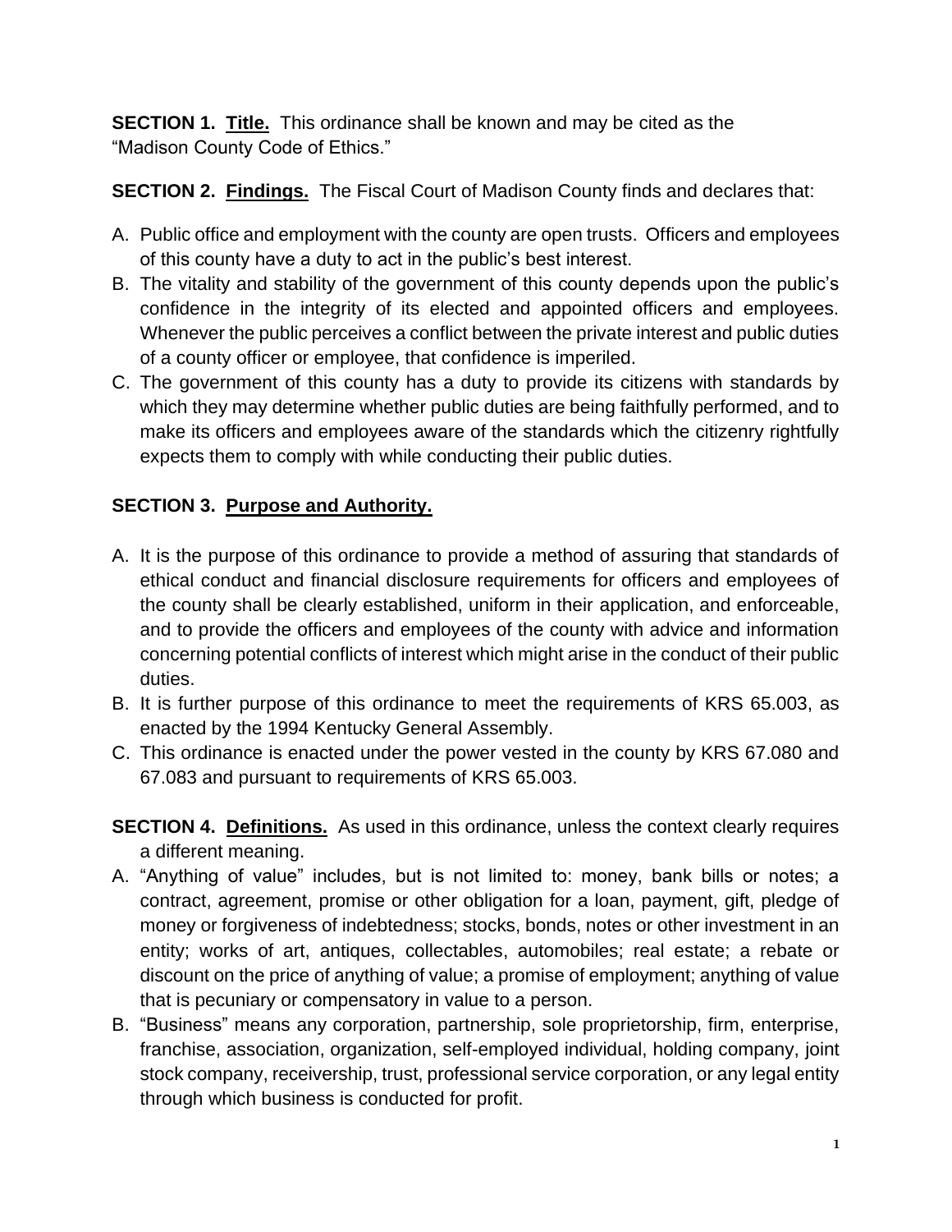**SECTION 1. Title.** This ordinance shall be known and may be cited as the "Madison County Code of Ethics."

**SECTION 2. Findings.** The Fiscal Court of Madison County finds and declares that:

A. Public office and employment with the county are open trusts. Officers and employees of this county have a duty to act in the public's best interest.
B. The vitality and stability of the government of this county depends upon the public's confidence in the integrity of its elected and appointed officers and employees. Whenever the public perceives a conflict between the private interest and public duties of a county officer or employee, that confidence is imperiled.
C. The government of this county has a duty to provide its citizens with standards by which they may determine whether public duties are being faithfully performed, and to make its officers and employees aware of the standards which the citizenry rightfully expects them to comply with while conducting their public duties.

**SECTION 3. Purpose and Authority.**

A. It is the purpose of this ordinance to provide a method of assuring that standards of ethical conduct and financial disclosure requirements for officers and employees of the county shall be clearly established, uniform in their application, and enforceable, and to provide the officers and employees of the county with advice and information concerning potential conflicts of interest which might arise in the conduct of their public duties.
B. It is further purpose of this ordinance to meet the requirements of KRS 65.003, as enacted by the 1994 Kentucky General Assembly.
C. This ordinance is enacted under the power vested in the county by KRS 67.080 and 67.083 and pursuant to requirements of KRS 65.003.

**SECTION 4. Definitions.** As used in this ordinance, unless the context clearly requires a different meaning.

A. "Anything of value" includes, but is not limited to: money, bank bills or notes; a contract, agreement, promise or other obligation for a loan, payment, gift, pledge of money or forgiveness of indebtedness; stocks, bonds, notes or other investment in an entity; works of art, antiques, collectables, automobiles; real estate; a rebate or discount on the price of anything of value; a promise of employment; anything of value that is pecuniary or compensatory in value to a person.
B. "Business" means any corporation, partnership, sole proprietorship, firm, enterprise, franchise, association, organization, self-employed individual, holding company, joint stock company, receivership, trust, professional service corporation, or any legal entity through which business is conducted for profit.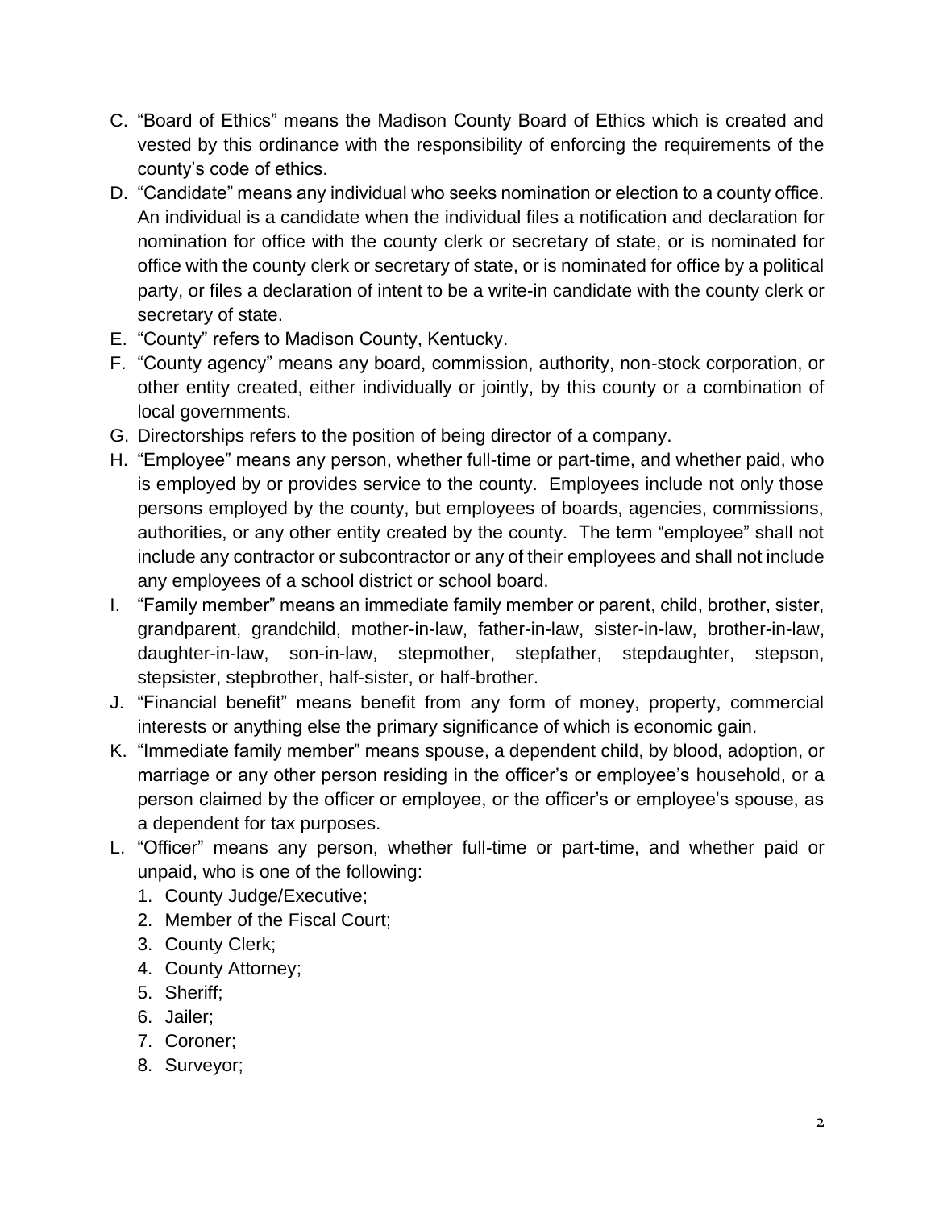C. "Board of Ethics" means the Madison County Board of Ethics which is created and vested by this ordinance with the responsibility of enforcing the requirements of the county's code of ethics.
D. "Candidate" means any individual who seeks nomination or election to a county office. An individual is a candidate when the individual files a notification and declaration for nomination for office with the county clerk or secretary of state, or is nominated for office with the county clerk or secretary of state, or is nominated for office by a political party, or files a declaration of intent to be a write-in candidate with the county clerk or secretary of state.
E. "County" refers to Madison County, Kentucky.
F. "County agency" means any board, commission, authority, non-stock corporation, or other entity created, either individually or jointly, by this county or a combination of local governments.
G. Directorships refers to the position of being director of a company.
H. "Employee" means any person, whether full-time or part-time, and whether paid, who is employed by or provides service to the county. Employees include not only those persons employed by the county, but employees of boards, agencies, commissions, authorities, or any other entity created by the county. The term "employee" shall not include any contractor or subcontractor or any of their employees and shall not include any employees of a school district or school board.
I. "Family member" means an immediate family member or parent, child, brother, sister, grandparent, grandchild, mother-in-law, father-in-law, sister-in-law, brother-in-law, daughter-in-law, son-in-law, stepmother, stepfather, stepdaughter, stepson, stepsister, stepbrother, half-sister, or half-brother.
J. "Financial benefit" means benefit from any form of money, property, commercial interests or anything else the primary significance of which is economic gain.
K. "Immediate family member" means spouse, a dependent child, by blood, adoption, or marriage or any other person residing in the officer's or employee's household, or a person claimed by the officer or employee, or the officer's or employee's spouse, as a dependent for tax purposes.
L. "Officer" means any person, whether full-time or part-time, and whether paid or unpaid, who is one of the following:
   1. County Judge/Executive;
   2. Member of the Fiscal Court;
   3. County Clerk;
   4. County Attorney;
   5. Sheriff;
   6. Jailer;
   7. Coroner;
   8. Surveyor;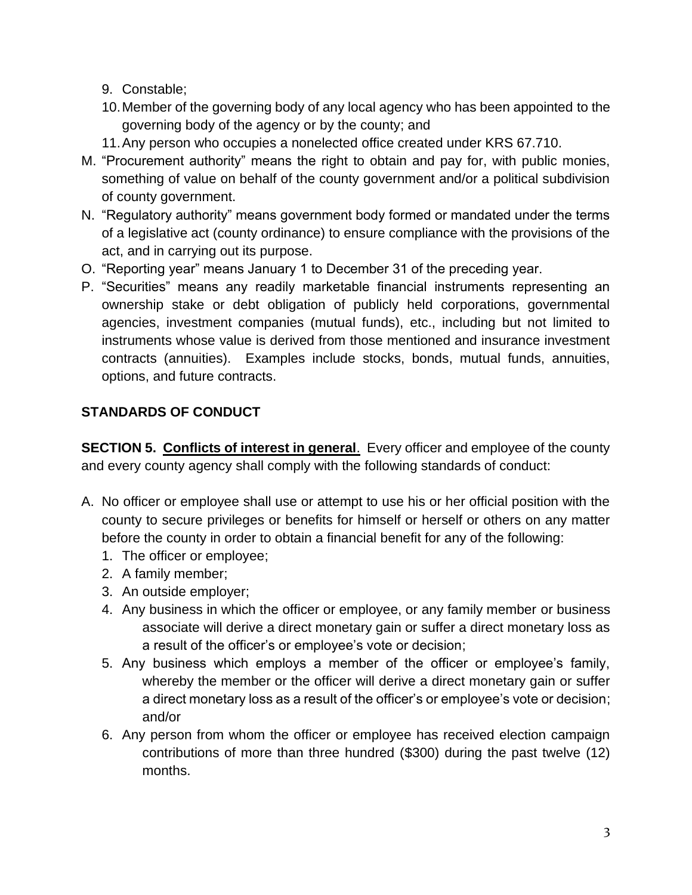9. Constable;
10. Member of the governing body of any local agency who has been appointed to the governing body of the agency or by the county; and
11. Any person who occupies a nonelected office created under KRS 67.710.

M. "Procurement authority" means the right to obtain and pay for, with public monies, something of value on behalf of the county government and/or a political subdivision of county government.

N. "Regulatory authority" means government body formed or mandated under the terms of a legislative act (county ordinance) to ensure compliance with the provisions of the act, and in carrying out its purpose.

O. "Reporting year" means January 1 to December 31 of the preceding year.

P. "Securities" means any readily marketable financial instruments representing an ownership stake or debt obligation of publicly held corporations, governmental agencies, investment companies (mutual funds), etc., including but not limited to instruments whose value is derived from those mentioned and insurance investment contracts (annuities). Examples include stocks, bonds, mutual funds, annuities, options, and future contracts.

## STANDARDS OF CONDUCT

**SECTION 5. <u>Conflicts of interest in general</u>.** Every officer and employee of the county and every county agency shall comply with the following standards of conduct:

A. No officer or employee shall use or attempt to use his or her official position with the county to secure privileges or benefits for himself or herself or others on any matter before the county in order to obtain a financial benefit for any of the following:
   1. The officer or employee;
   2. A family member;
   3. An outside employer;
   4. Any business in which the officer or employee, or any family member or business associate will derive a direct monetary gain or suffer a direct monetary loss as a result of the officer's or employee's vote or decision;
   5. Any business which employs a member of the officer or employee's family, whereby the member or the officer will derive a direct monetary gain or suffer a direct monetary loss as a result of the officer's or employee's vote or decision; and/or
   6. Any person from whom the officer or employee has received election campaign contributions of more than three hundred ($300) during the past twelve (12) months.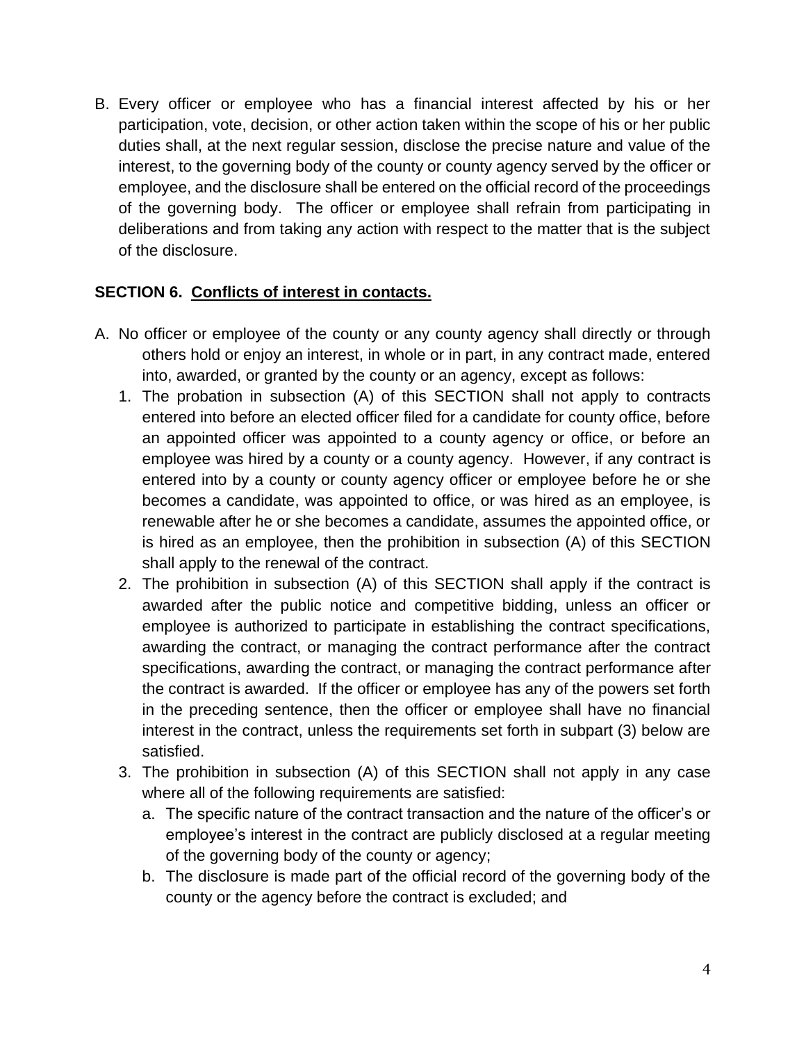B. Every officer or employee who has a financial interest affected by his or her participation, vote, decision, or other action taken within the scope of his or her public duties shall, at the next regular session, disclose the precise nature and value of the interest, to the governing body of the county or county agency served by the officer or employee, and the disclosure shall be entered on the official record of the proceedings of the governing body. The officer or employee shall refrain from participating in deliberations and from taking any action with respect to the matter that is the subject of the disclosure.

**SECTION 6. Conflicts of interest in contacts.**

A. No officer or employee of the county or any county agency shall directly or through others hold or enjoy an interest, in whole or in part, in any contract made, entered into, awarded, or granted by the county or an agency, except as follows:
   1. The probation in subsection (A) of this SECTION shall not apply to contracts entered into before an elected officer filed for a candidate for county office, before an appointed officer was appointed to a county agency or office, or before an employee was hired by a county or a county agency. However, if any contract is entered into by a county or county agency officer or employee before he or she becomes a candidate, was appointed to office, or was hired as an employee, is renewable after he or she becomes a candidate, assumes the appointed office, or is hired as an employee, then the prohibition in subsection (A) of this SECTION shall apply to the renewal of the contract.
   2. The prohibition in subsection (A) of this SECTION shall apply if the contract is awarded after the public notice and competitive bidding, unless an officer or employee is authorized to participate in establishing the contract specifications, awarding the contract, or managing the contract performance after the contract specifications, awarding the contract, or managing the contract performance after the contract is awarded. If the officer or employee has any of the powers set forth in the preceding sentence, then the officer or employee shall have no financial interest in the contract, unless the requirements set forth in subpart (3) below are satisfied.
   3. The prohibition in subsection (A) of this SECTION shall not apply in any case where all of the following requirements are satisfied:
      a. The specific nature of the contract transaction and the nature of the officer's or employee's interest in the contract are publicly disclosed at a regular meeting of the governing body of the county or agency;
      b. The disclosure is made part of the official record of the governing body of the county or the agency before the contract is excluded; and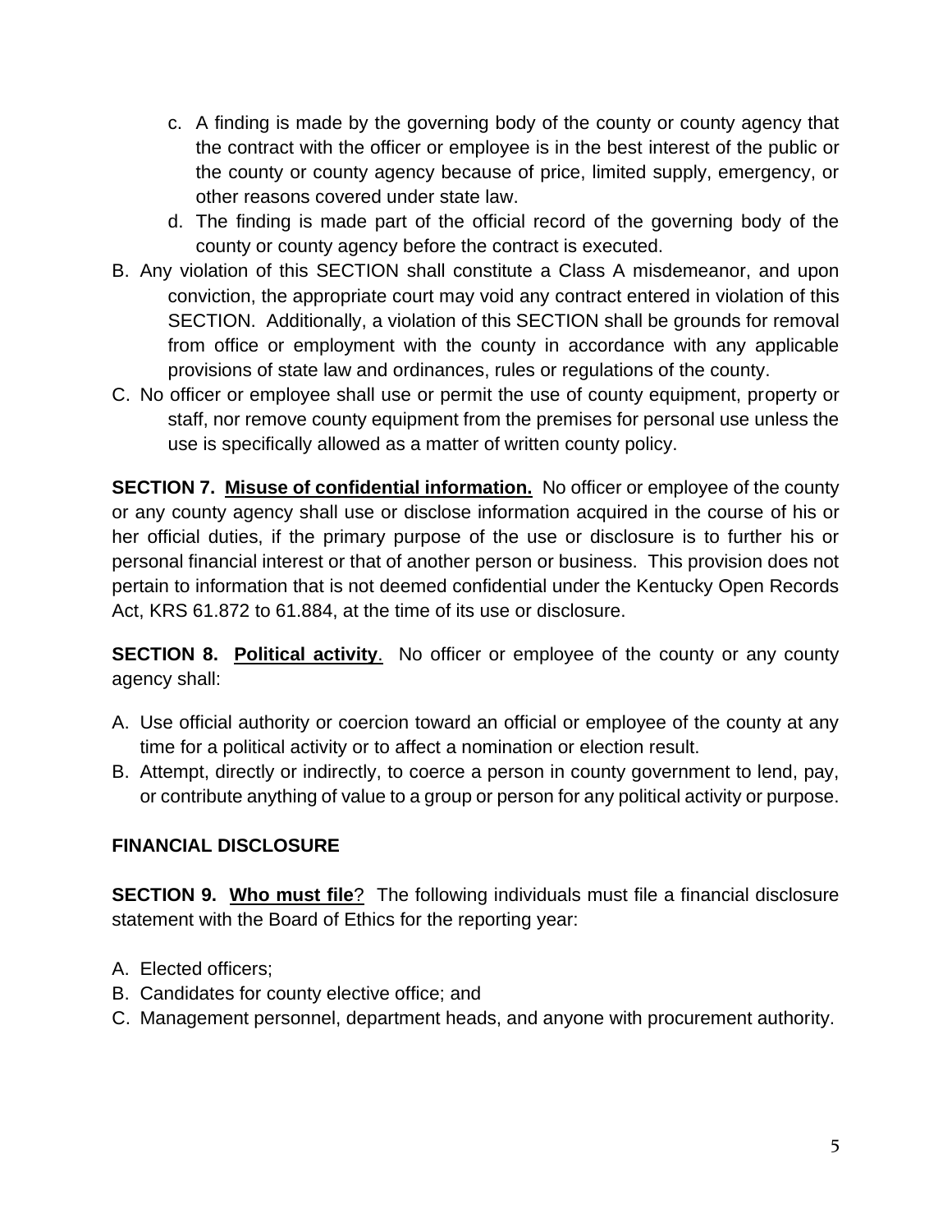c. A finding is made by the governing body of the county or county agency that the contract with the officer or employee is in the best interest of the public or the county or county agency because of price, limited supply, emergency, or other reasons covered under state law.
d. The finding is made part of the official record of the governing body of the county or county agency before the contract is executed.

B. Any violation of this SECTION shall constitute a Class A misdemeanor, and upon conviction, the appropriate court may void any contract entered in violation of this SECTION. Additionally, a violation of this SECTION shall be grounds for removal from office or employment with the county in accordance with any applicable provisions of state law and ordinances, rules or regulations of the county.

C. No officer or employee shall use or permit the use of county equipment, property or staff, nor remove county equipment from the premises for personal use unless the use is specifically allowed as a matter of written county policy.

**SECTION 7. Misuse of confidential information.** No officer or employee of the county or any county agency shall use or disclose information acquired in the course of his or her official duties, if the primary purpose of the use or disclosure is to further his or personal financial interest or that of another person or business. This provision does not pertain to information that is not deemed confidential under the Kentucky Open Records Act, KRS 61.872 to 61.884, at the time of its use or disclosure.

**SECTION 8. Political activity**. No officer or employee of the county or any county agency shall:

A. Use official authority or coercion toward an official or employee of the county at any time for a political activity or to affect a nomination or election result.
B. Attempt, directly or indirectly, to coerce a person in county government to lend, pay, or contribute anything of value to a group or person for any political activity or purpose.

**FINANCIAL DISCLOSURE**

**SECTION 9. Who must file**? The following individuals must file a financial disclosure statement with the Board of Ethics for the reporting year:

A. Elected officers;
B. Candidates for county elective office; and
C. Management personnel, department heads, and anyone with procurement authority.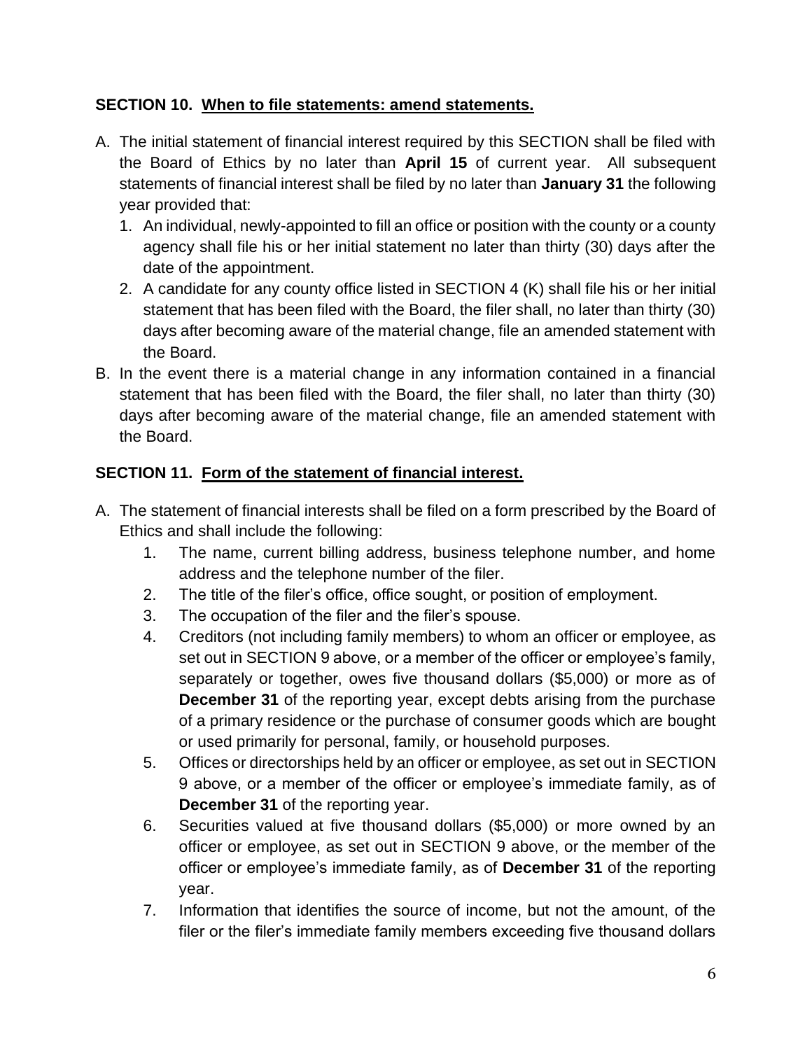**SECTION 10. When to file statements: amend statements.**

A. The initial statement of financial interest required by this SECTION shall be filed with the Board of Ethics by no later than **April 15** of current year. All subsequent statements of financial interest shall be filed by no later than **January 31** the following year provided that:
   1. An individual, newly-appointed to fill an office or position with the county or a county agency shall file his or her initial statement no later than thirty (30) days after the date of the appointment.
   2. A candidate for any county office listed in SECTION 4 (K) shall file his or her initial statement that has been filed with the Board, the filer shall, no later than thirty (30) days after becoming aware of the material change, file an amended statement with the Board.

B. In the event there is a material change in any information contained in a financial statement that has been filed with the Board, the filer shall, no later than thirty (30) days after becoming aware of the material change, file an amended statement with the Board.

**SECTION 11. Form of the statement of financial interest.**

A. The statement of financial interests shall be filed on a form prescribed by the Board of Ethics and shall include the following:
   1. The name, current billing address, business telephone number, and home address and the telephone number of the filer.
   2. The title of the filer's office, office sought, or position of employment.
   3. The occupation of the filer and the filer's spouse.
   4. Creditors (not including family members) to whom an officer or employee, as set out in SECTION 9 above, or a member of the officer or employee's family, separately or together, owes five thousand dollars ($5,000) or more as of **December 31** of the reporting year, except debts arising from the purchase of a primary residence or the purchase of consumer goods which are bought or used primarily for personal, family, or household purposes.
   5. Offices or directorships held by an officer or employee, as set out in SECTION 9 above, or a member of the officer or employee's immediate family, as of **December 31** of the reporting year.
   6. Securities valued at five thousand dollars ($5,000) or more owned by an officer or employee, as set out in SECTION 9 above, or the member of the officer or employee's immediate family, as of **December 31** of the reporting year.
   7. Information that identifies the source of income, but not the amount, of the filer or the filer's immediate family members exceeding five thousand dollars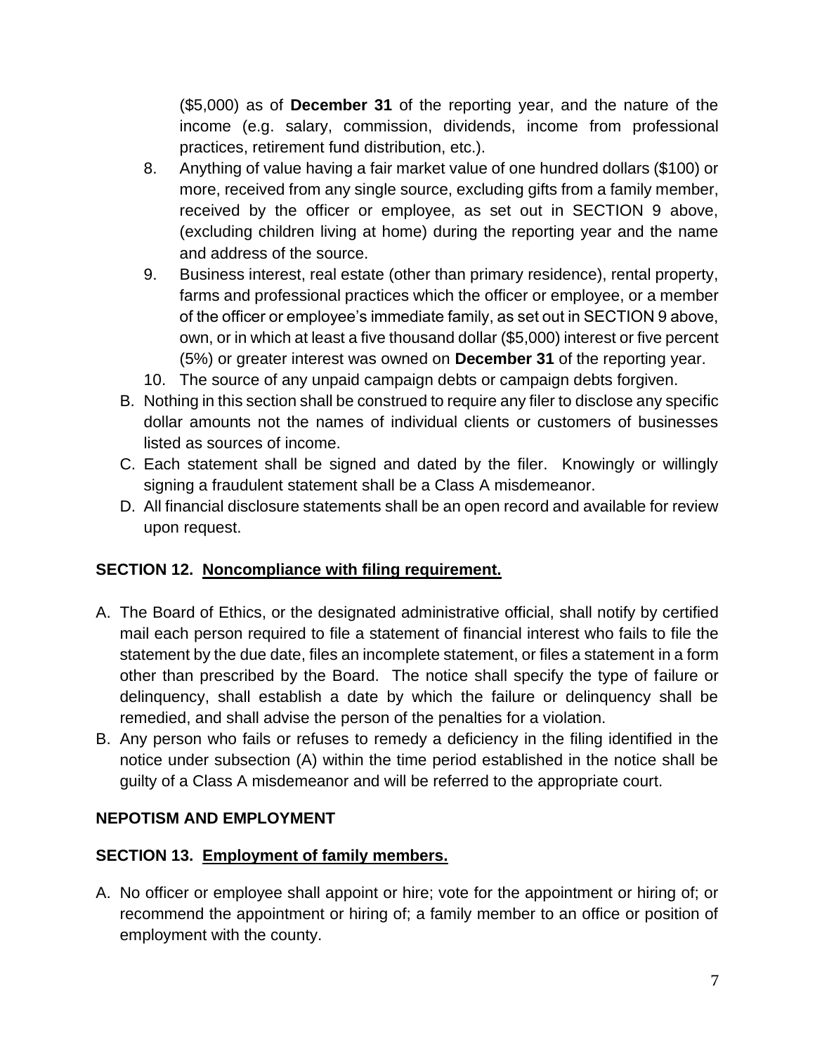($5,000) as of **December 31** of the reporting year, and the nature of the income (e.g. salary, commission, dividends, income from professional practices, retirement fund distribution, etc.).

8. Anything of value having a fair market value of one hundred dollars ($100) or more, received from any single source, excluding gifts from a family member, received by the officer or employee, as set out in SECTION 9 above, (excluding children living at home) during the reporting year and the name and address of the source.
9. Business interest, real estate (other than primary residence), rental property, farms and professional practices which the officer or employee, or a member of the officer or employee's immediate family, as set out in SECTION 9 above, own, or in which at least a five thousand dollar ($5,000) interest or five percent (5%) or greater interest was owned on **December 31** of the reporting year.
10. The source of any unpaid campaign debts or campaign debts forgiven.

B. Nothing in this section shall be construed to require any filer to disclose any specific dollar amounts not the names of individual clients or customers of businesses listed as sources of income.

C. Each statement shall be signed and dated by the filer. Knowingly or willingly signing a fraudulent statement shall be a Class A misdemeanor.

D. All financial disclosure statements shall be an open record and available for review upon request.

**SECTION 12. Noncompliance with filing requirement.**

A. The Board of Ethics, or the designated administrative official, shall notify by certified mail each person required to file a statement of financial interest who fails to file the statement by the due date, files an incomplete statement, or files a statement in a form other than prescribed by the Board. The notice shall specify the type of failure or delinquency, shall establish a date by which the failure or delinquency shall be remedied, and shall advise the person of the penalties for a violation.

B. Any person who fails or refuses to remedy a deficiency in the filing identified in the notice under subsection (A) within the time period established in the notice shall be guilty of a Class A misdemeanor and will be referred to the appropriate court.

**NEPOTISM AND EMPLOYMENT**

**SECTION 13. Employment of family members.**

A. No officer or employee shall appoint or hire; vote for the appointment or hiring of; or recommend the appointment or hiring of; a family member to an office or position of employment with the county.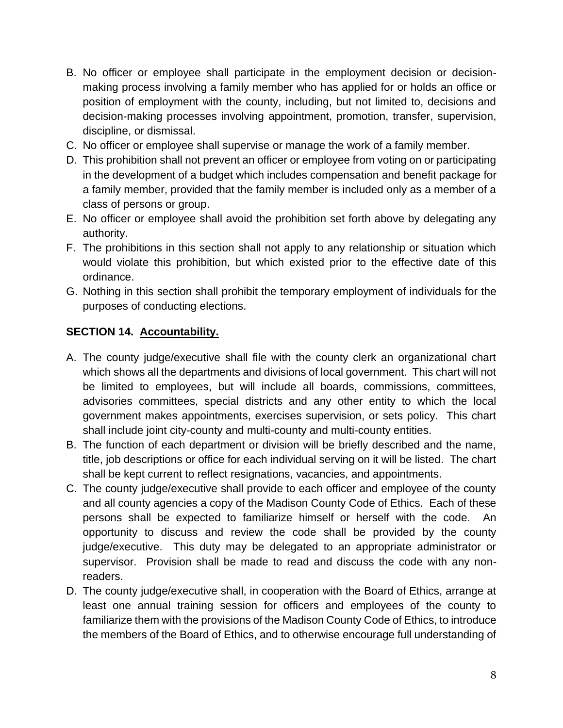B. No officer or employee shall participate in the employment decision or decision-making process involving a family member who has applied for or holds an office or position of employment with the county, including, but not limited to, decisions and decision-making processes involving appointment, promotion, transfer, supervision, discipline, or dismissal.
C. No officer or employee shall supervise or manage the work of a family member.
D. This prohibition shall not prevent an officer or employee from voting on or participating in the development of a budget which includes compensation and benefit package for a family member, provided that the family member is included only as a member of a class of persons or group.
E. No officer or employee shall avoid the prohibition set forth above by delegating any authority.
F. The prohibitions in this section shall not apply to any relationship or situation which would violate this prohibition, but which existed prior to the effective date of this ordinance.
G. Nothing in this section shall prohibit the temporary employment of individuals for the purposes of conducting elections.

**SECTION 14. <u>Accountability.</u>**

A. The county judge/executive shall file with the county clerk an organizational chart which shows all the departments and divisions of local government. This chart will not be limited to employees, but will include all boards, commissions, committees, advisories committees, special districts and any other entity to which the local government makes appointments, exercises supervision, or sets policy. This chart shall include joint city-county and multi-county and multi-county entities.
B. The function of each department or division will be briefly described and the name, title, job descriptions or office for each individual serving on it will be listed. The chart shall be kept current to reflect resignations, vacancies, and appointments.
C. The county judge/executive shall provide to each officer and employee of the county and all county agencies a copy of the Madison County Code of Ethics. Each of these persons shall be expected to familiarize himself or herself with the code. An opportunity to discuss and review the code shall be provided by the county judge/executive. This duty may be delegated to an appropriate administrator or supervisor. Provision shall be made to read and discuss the code with any non-readers.
D. The county judge/executive shall, in cooperation with the Board of Ethics, arrange at least one annual training session for officers and employees of the county to familiarize them with the provisions of the Madison County Code of Ethics, to introduce the members of the Board of Ethics, and to otherwise encourage full understanding of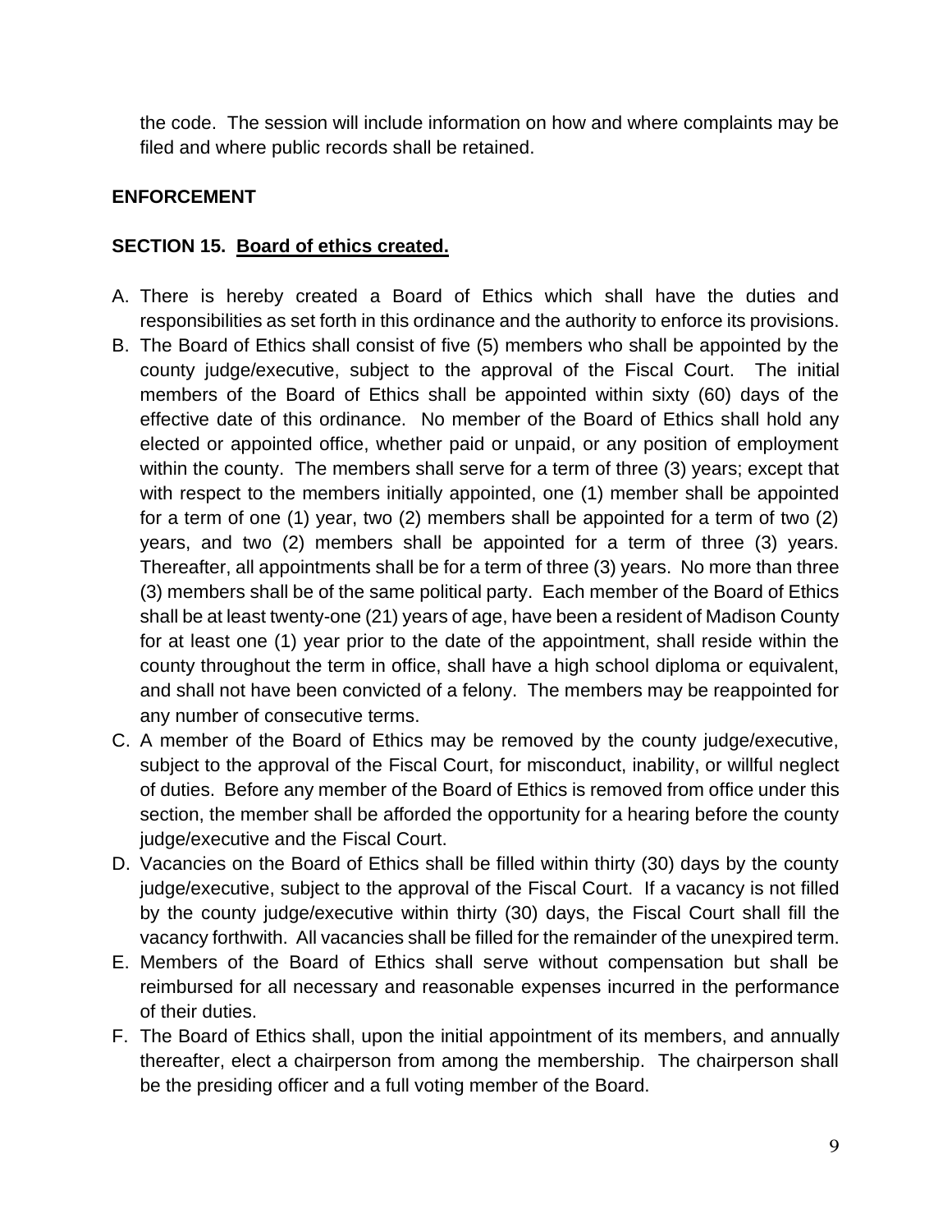the code. The session will include information on how and where complaints may be filed and where public records shall be retained.

**ENFORCEMENT**

**SECTION 15. Board of ethics created.**

A. There is hereby created a Board of Ethics which shall have the duties and responsibilities as set forth in this ordinance and the authority to enforce its provisions.
B. The Board of Ethics shall consist of five (5) members who shall be appointed by the county judge/executive, subject to the approval of the Fiscal Court. The initial members of the Board of Ethics shall be appointed within sixty (60) days of the effective date of this ordinance. No member of the Board of Ethics shall hold any elected or appointed office, whether paid or unpaid, or any position of employment within the county. The members shall serve for a term of three (3) years; except that with respect to the members initially appointed, one (1) member shall be appointed for a term of one (1) year, two (2) members shall be appointed for a term of two (2) years, and two (2) members shall be appointed for a term of three (3) years. Thereafter, all appointments shall be for a term of three (3) years. No more than three (3) members shall be of the same political party. Each member of the Board of Ethics shall be at least twenty-one (21) years of age, have been a resident of Madison County for at least one (1) year prior to the date of the appointment, shall reside within the county throughout the term in office, shall have a high school diploma or equivalent, and shall not have been convicted of a felony. The members may be reappointed for any number of consecutive terms.
C. A member of the Board of Ethics may be removed by the county judge/executive, subject to the approval of the Fiscal Court, for misconduct, inability, or willful neglect of duties. Before any member of the Board of Ethics is removed from office under this section, the member shall be afforded the opportunity for a hearing before the county judge/executive and the Fiscal Court.
D. Vacancies on the Board of Ethics shall be filled within thirty (30) days by the county judge/executive, subject to the approval of the Fiscal Court. If a vacancy is not filled by the county judge/executive within thirty (30) days, the Fiscal Court shall fill the vacancy forthwith. All vacancies shall be filled for the remainder of the unexpired term.
E. Members of the Board of Ethics shall serve without compensation but shall be reimbursed for all necessary and reasonable expenses incurred in the performance of their duties.
F. The Board of Ethics shall, upon the initial appointment of its members, and annually thereafter, elect a chairperson from among the membership. The chairperson shall be the presiding officer and a full voting member of the Board.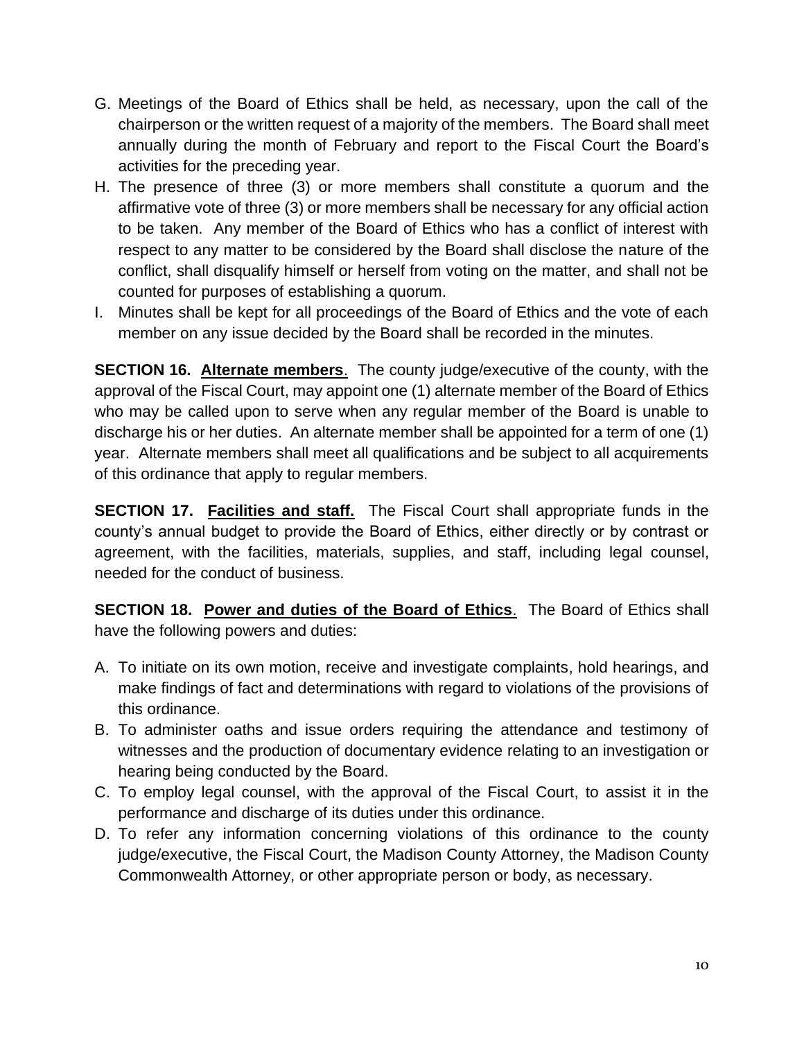G. Meetings of the Board of Ethics shall be held, as necessary, upon the call of the chairperson or the written request of a majority of the members. The Board shall meet annually during the month of February and report to the Fiscal Court the Board's activities for the preceding year.
H. The presence of three (3) or more members shall constitute a quorum and the affirmative vote of three (3) or more members shall be necessary for any official action to be taken. Any member of the Board of Ethics who has a conflict of interest with respect to any matter to be considered by the Board shall disclose the nature of the conflict, shall disqualify himself or herself from voting on the matter, and shall not be counted for purposes of establishing a quorum.
I. Minutes shall be kept for all proceedings of the Board of Ethics and the vote of each member on any issue decided by the Board shall be recorded in the minutes.

**SECTION 16. Alternate members**. The county judge/executive of the county, with the approval of the Fiscal Court, may appoint one (1) alternate member of the Board of Ethics who may be called upon to serve when any regular member of the Board is unable to discharge his or her duties. An alternate member shall be appointed for a term of one (1) year. Alternate members shall meet all qualifications and be subject to all acquirements of this ordinance that apply to regular members.

**SECTION 17. Facilities and staff.** The Fiscal Court shall appropriate funds in the county's annual budget to provide the Board of Ethics, either directly or by contrast or agreement, with the facilities, materials, supplies, and staff, including legal counsel, needed for the conduct of business.

**SECTION 18. Power and duties of the Board of Ethics**. The Board of Ethics shall have the following powers and duties:

A. To initiate on its own motion, receive and investigate complaints, hold hearings, and make findings of fact and determinations with regard to violations of the provisions of this ordinance.
B. To administer oaths and issue orders requiring the attendance and testimony of witnesses and the production of documentary evidence relating to an investigation or hearing being conducted by the Board.
C. To employ legal counsel, with the approval of the Fiscal Court, to assist it in the performance and discharge of its duties under this ordinance.
D. To refer any information concerning violations of this ordinance to the county judge/executive, the Fiscal Court, the Madison County Attorney, the Madison County Commonwealth Attorney, or other appropriate person or body, as necessary.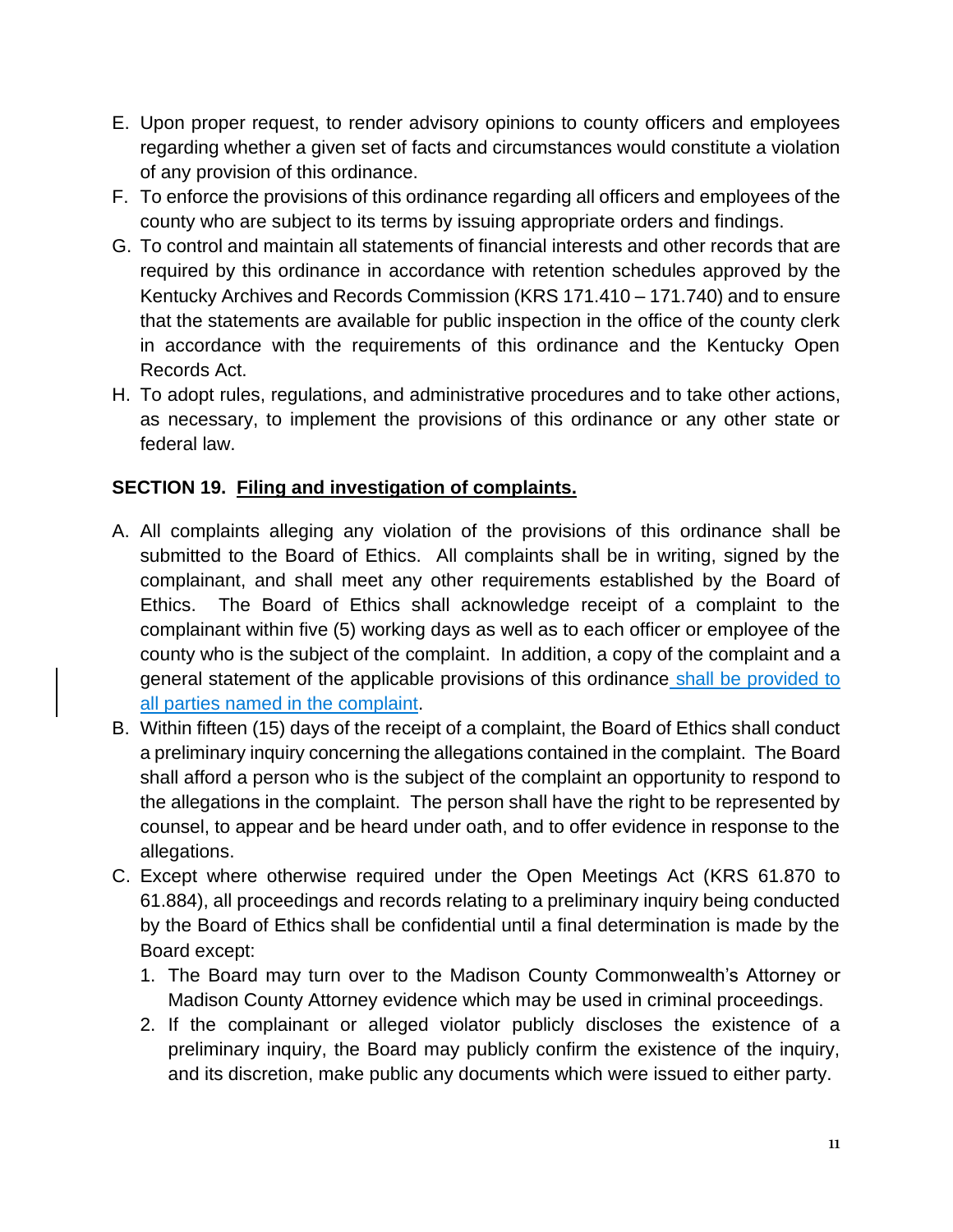E. Upon proper request, to render advisory opinions to county officers and employees regarding whether a given set of facts and circumstances would constitute a violation of any provision of this ordinance.
F. To enforce the provisions of this ordinance regarding all officers and employees of the county who are subject to its terms by issuing appropriate orders and findings.
G. To control and maintain all statements of financial interests and other records that are required by this ordinance in accordance with retention schedules approved by the Kentucky Archives and Records Commission (KRS 171.410 – 171.740) and to ensure that the statements are available for public inspection in the office of the county clerk in accordance with the requirements of this ordinance and the Kentucky Open Records Act.
H. To adopt rules, regulations, and administrative procedures and to take other actions, as necessary, to implement the provisions of this ordinance or any other state or federal law.

**SECTION 19. Filing and investigation of complaints.**

A. All complaints alleging any violation of the provisions of this ordinance shall be submitted to the Board of Ethics. All complaints shall be in writing, signed by the complainant, and shall meet any other requirements established by the Board of Ethics. The Board of Ethics shall acknowledge receipt of a complaint to the complainant within five (5) working days as well as to each officer or employee of the county who is the subject of the complaint. In addition, a copy of the complaint and a general statement of the applicable provisions of this ordinance shall be provided to all parties named in the complaint.
B. Within fifteen (15) days of the receipt of a complaint, the Board of Ethics shall conduct a preliminary inquiry concerning the allegations contained in the complaint. The Board shall afford a person who is the subject of the complaint an opportunity to respond to the allegations in the complaint. The person shall have the right to be represented by counsel, to appear and be heard under oath, and to offer evidence in response to the allegations.
C. Except where otherwise required under the Open Meetings Act (KRS 61.870 to 61.884), all proceedings and records relating to a preliminary inquiry being conducted by the Board of Ethics shall be confidential until a final determination is made by the Board except:
   1. The Board may turn over to the Madison County Commonwealth's Attorney or Madison County Attorney evidence which may be used in criminal proceedings.
   2. If the complainant or alleged violator publicly discloses the existence of a preliminary inquiry, the Board may publicly confirm the existence of the inquiry, and its discretion, make public any documents which were issued to either party.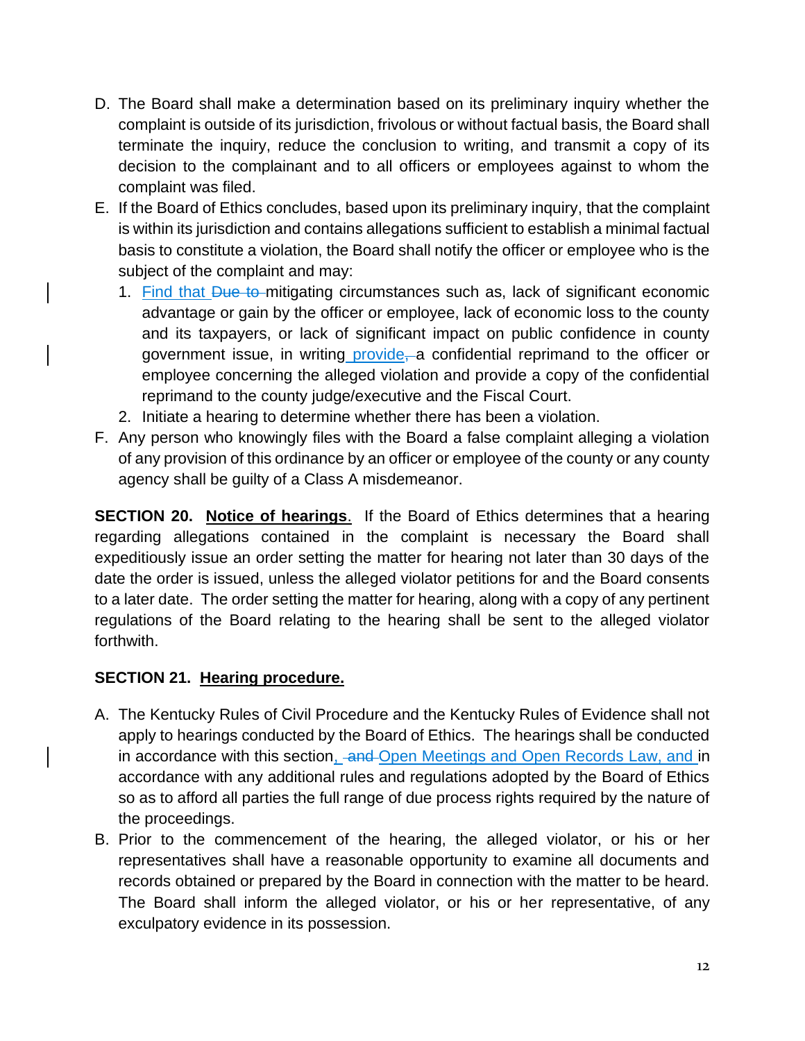D. The Board shall make a determination based on its preliminary inquiry whether the complaint is outside of its jurisdiction, frivolous or without factual basis, the Board shall terminate the inquiry, reduce the conclusion to writing, and transmit a copy of its decision to the complainant and to all officers or employees against to whom the complaint was filed.

E. If the Board of Ethics concludes, based upon its preliminary inquiry, that the complaint is within its jurisdiction and contains allegations sufficient to establish a minimal factual basis to constitute a violation, the Board shall notify the officer or employee who is the subject of the complaint and may:

   1. Find that ~~Due to~~ mitigating circumstances such as, lack of significant economic advantage or gain by the officer or employee, lack of economic loss to the county and its taxpayers, or lack of significant impact on public confidence in county government issue, in writing provide~~,~~ a confidential reprimand to the officer or employee concerning the alleged violation and provide a copy of the confidential reprimand to the county judge/executive and the Fiscal Court.
   2. Initiate a hearing to determine whether there has been a violation.

F. Any person who knowingly files with the Board a false complaint alleging a violation of any provision of this ordinance by an officer or employee of the county or any county agency shall be guilty of a Class A misdemeanor.

**SECTION 20. Notice of hearings**. If the Board of Ethics determines that a hearing regarding allegations contained in the complaint is necessary the Board shall expeditiously issue an order setting the matter for hearing not later than 30 days of the date the order is issued, unless the alleged violator petitions for and the Board consents to a later date. The order setting the matter for hearing, along with a copy of any pertinent regulations of the Board relating to the hearing shall be sent to the alleged violator forthwith.

**SECTION 21. Hearing procedure.**

A. The Kentucky Rules of Civil Procedure and the Kentucky Rules of Evidence shall not apply to hearings conducted by the Board of Ethics. The hearings shall be conducted in accordance with this section, ~~and~~ Open Meetings and Open Records Law, and in accordance with any additional rules and regulations adopted by the Board of Ethics so as to afford all parties the full range of due process rights required by the nature of the proceedings.

B. Prior to the commencement of the hearing, the alleged violator, or his or her representatives shall have a reasonable opportunity to examine all documents and records obtained or prepared by the Board in connection with the matter to be heard. The Board shall inform the alleged violator, or his or her representative, of any exculpatory evidence in its possession.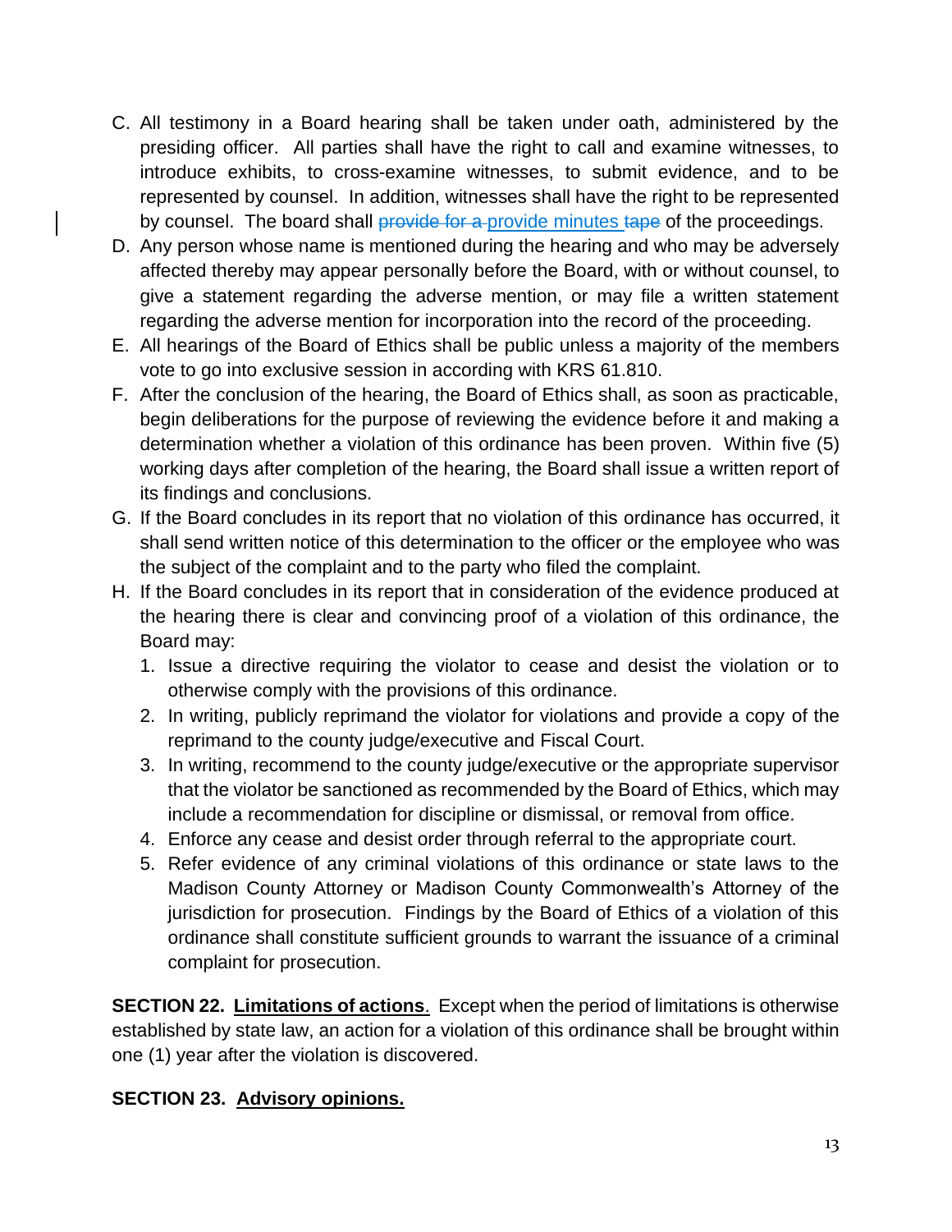C. All testimony in a Board hearing shall be taken under oath, administered by the presiding officer. All parties shall have the right to call and examine witnesses, to introduce exhibits, to cross-examine witnesses, to submit evidence, and to be represented by counsel. In addition, witnesses shall have the right to be represented by counsel. The board shall ~~provide for a~~ provide minutes ~~tape~~ of the proceedings.

D. Any person whose name is mentioned during the hearing and who may be adversely affected thereby may appear personally before the Board, with or without counsel, to give a statement regarding the adverse mention, or may file a written statement regarding the adverse mention for incorporation into the record of the proceeding.

E. All hearings of the Board of Ethics shall be public unless a majority of the members vote to go into exclusive session in according with KRS 61.810.

F. After the conclusion of the hearing, the Board of Ethics shall, as soon as practicable, begin deliberations for the purpose of reviewing the evidence before it and making a determination whether a violation of this ordinance has been proven. Within five (5) working days after completion of the hearing, the Board shall issue a written report of its findings and conclusions.

G. If the Board concludes in its report that no violation of this ordinance has occurred, it shall send written notice of this determination to the officer or the employee who was the subject of the complaint and to the party who filed the complaint.

H. If the Board concludes in its report that in consideration of the evidence produced at the hearing there is clear and convincing proof of a violation of this ordinance, the Board may:

   1. Issue a directive requiring the violator to cease and desist the violation or to otherwise comply with the provisions of this ordinance.
   2. In writing, publicly reprimand the violator for violations and provide a copy of the reprimand to the county judge/executive and Fiscal Court.
   3. In writing, recommend to the county judge/executive or the appropriate supervisor that the violator be sanctioned as recommended by the Board of Ethics, which may include a recommendation for discipline or dismissal, or removal from office.
   4. Enforce any cease and desist order through referral to the appropriate court.
   5. Refer evidence of any criminal violations of this ordinance or state laws to the Madison County Attorney or Madison County Commonwealth's Attorney of the jurisdiction for prosecution. Findings by the Board of Ethics of a violation of this ordinance shall constitute sufficient grounds to warrant the issuance of a criminal complaint for prosecution.

**SECTION 22. Limitations of actions**. Except when the period of limitations is otherwise established by state law, an action for a violation of this ordinance shall be brought within one (1) year after the violation is discovered.

**SECTION 23. Advisory opinions.**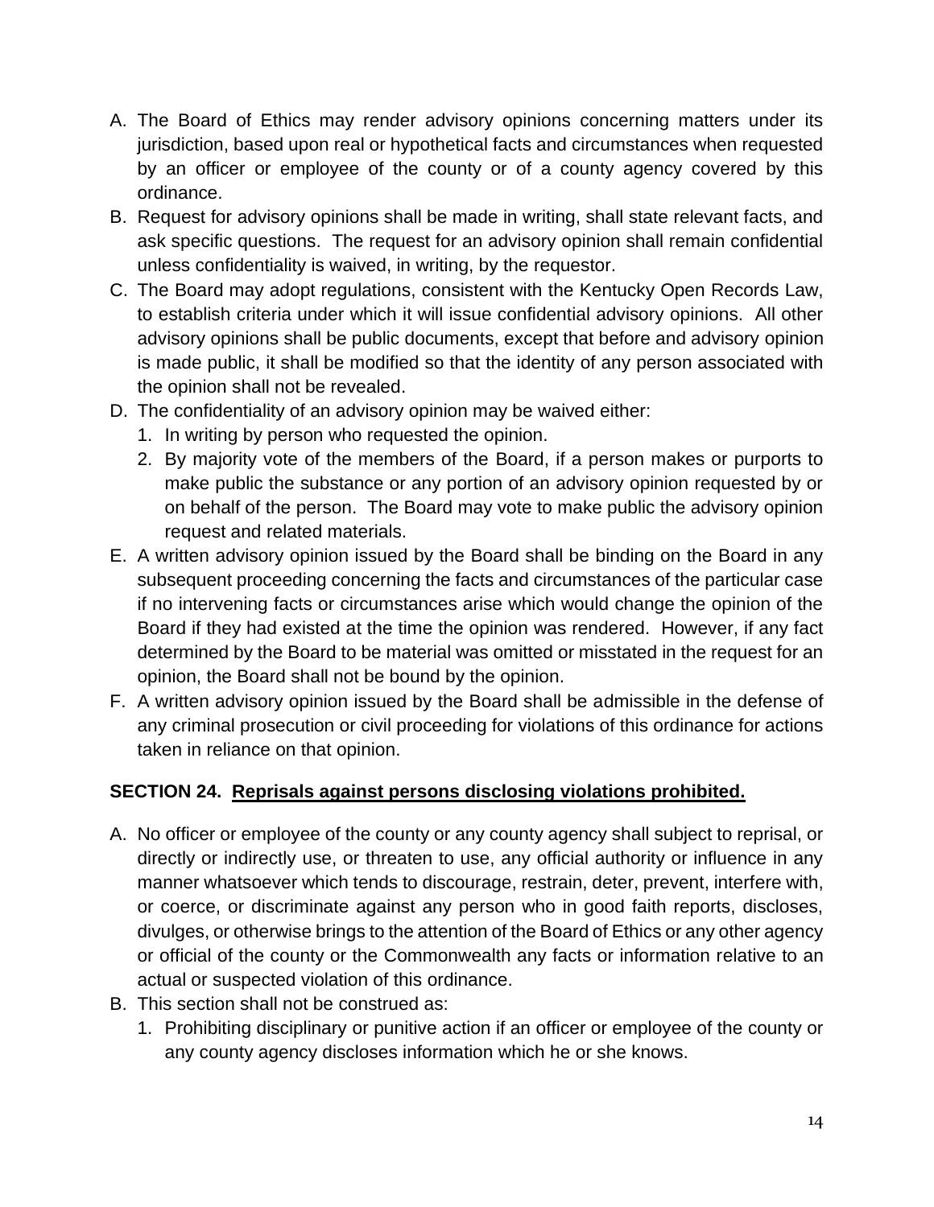A. The Board of Ethics may render advisory opinions concerning matters under its jurisdiction, based upon real or hypothetical facts and circumstances when requested by an officer or employee of the county or of a county agency covered by this ordinance.
B. Request for advisory opinions shall be made in writing, shall state relevant facts, and ask specific questions. The request for an advisory opinion shall remain confidential unless confidentiality is waived, in writing, by the requestor.
C. The Board may adopt regulations, consistent with the Kentucky Open Records Law, to establish criteria under which it will issue confidential advisory opinions. All other advisory opinions shall be public documents, except that before and advisory opinion is made public, it shall be modified so that the identity of any person associated with the opinion shall not be revealed.
D. The confidentiality of an advisory opinion may be waived either:
   1. In writing by person who requested the opinion.
   2. By majority vote of the members of the Board, if a person makes or purports to make public the substance or any portion of an advisory opinion requested by or on behalf of the person. The Board may vote to make public the advisory opinion request and related materials.
E. A written advisory opinion issued by the Board shall be binding on the Board in any subsequent proceeding concerning the facts and circumstances of the particular case if no intervening facts or circumstances arise which would change the opinion of the Board if they had existed at the time the opinion was rendered. However, if any fact determined by the Board to be material was omitted or misstated in the request for an opinion, the Board shall not be bound by the opinion.
F. A written advisory opinion issued by the Board shall be admissible in the defense of any criminal prosecution or civil proceeding for violations of this ordinance for actions taken in reliance on that opinion.

**SECTION 24. <u>Reprisals against persons disclosing violations prohibited.</u>**

A. No officer or employee of the county or any county agency shall subject to reprisal, or directly or indirectly use, or threaten to use, any official authority or influence in any manner whatsoever which tends to discourage, restrain, deter, prevent, interfere with, or coerce, or discriminate against any person who in good faith reports, discloses, divulges, or otherwise brings to the attention of the Board of Ethics or any other agency or official of the county or the Commonwealth any facts or information relative to an actual or suspected violation of this ordinance.
B. This section shall not be construed as:
   1. Prohibiting disciplinary or punitive action if an officer or employee of the county or any county agency discloses information which he or she knows.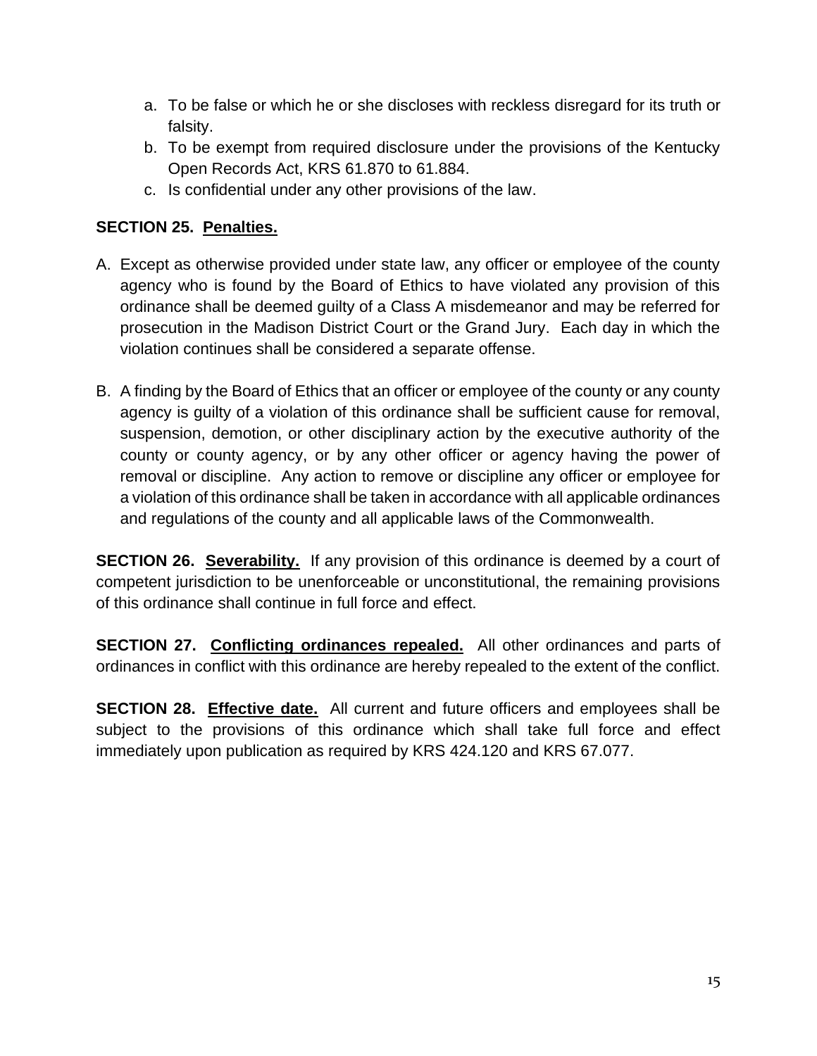a. To be false or which he or she discloses with reckless disregard for its truth or falsity.
b. To be exempt from required disclosure under the provisions of the Kentucky Open Records Act, KRS 61.870 to 61.884.
c. Is confidential under any other provisions of the law.

**SECTION 25. Penalties.**

A. Except as otherwise provided under state law, any officer or employee of the county agency who is found by the Board of Ethics to have violated any provision of this ordinance shall be deemed guilty of a Class A misdemeanor and may be referred for prosecution in the Madison District Court or the Grand Jury. Each day in which the violation continues shall be considered a separate offense.

B. A finding by the Board of Ethics that an officer or employee of the county or any county agency is guilty of a violation of this ordinance shall be sufficient cause for removal, suspension, demotion, or other disciplinary action by the executive authority of the county or county agency, or by any other officer or agency having the power of removal or discipline. Any action to remove or discipline any officer or employee for a violation of this ordinance shall be taken in accordance with all applicable ordinances and regulations of the county and all applicable laws of the Commonwealth.

**SECTION 26. Severability.** If any provision of this ordinance is deemed by a court of competent jurisdiction to be unenforceable or unconstitutional, the remaining provisions of this ordinance shall continue in full force and effect.

**SECTION 27. Conflicting ordinances repealed.** All other ordinances and parts of ordinances in conflict with this ordinance are hereby repealed to the extent of the conflict.

**SECTION 28. Effective date.** All current and future officers and employees shall be subject to the provisions of this ordinance which shall take full force and effect immediately upon publication as required by KRS 424.120 and KRS 67.077.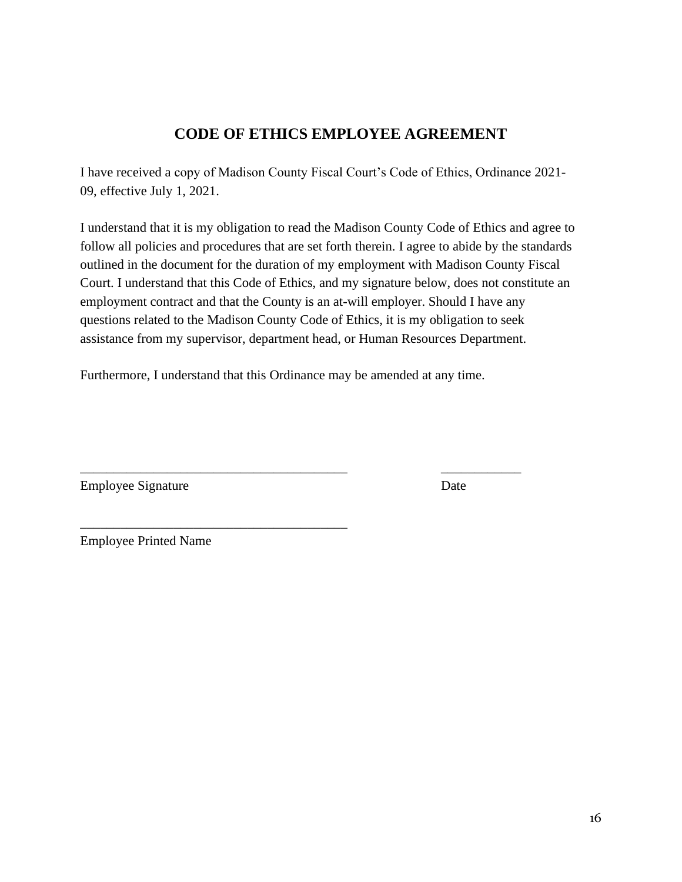# CODE OF ETHICS EMPLOYEE AGREEMENT

I have received a copy of Madison County Fiscal Court's Code of Ethics, Ordinance 2021-09, effective July 1, 2021.

I understand that it is my obligation to read the Madison County Code of Ethics and agree to follow all policies and procedures that are set forth therein. I agree to abide by the standards outlined in the document for the duration of my employment with Madison County Fiscal Court. I understand that this Code of Ethics, and my signature below, does not constitute an employment contract and that the County is an at-will employer. Should I have any questions related to the Madison County Code of Ethics, it is my obligation to seek assistance from my supervisor, department head, or Human Resources Department.

Furthermore, I understand that this Ordinance may be amended at any time.

_________________________________________ ____________

Employee Signature Date

_________________________________________

Employee Printed Name